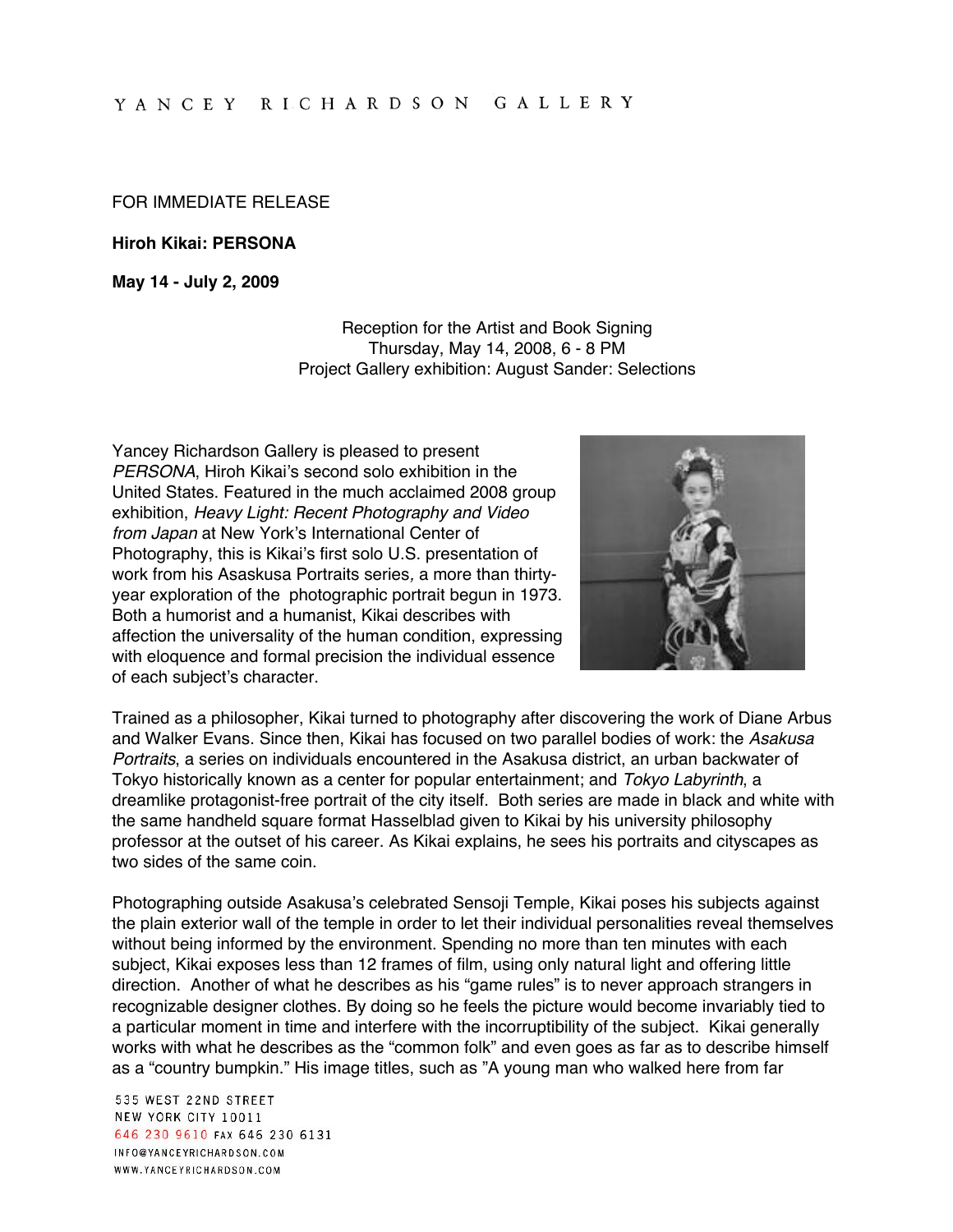YANCEY RICHARDSON GALLERY

FOR IMMEDIATE RELEASE

**Hiroh Kikai: PERSONA**

**May 14 - July 2, 2009**

Reception for the Artist and Book Signing
Thursday, May 14, 2008, 6 - 8 PM
Project Gallery exhibition: August Sander: Selections

Yancey Richardson Gallery is pleased to present *PERSONA*, Hiroh Kikai's second solo exhibition in the United States. Featured in the much acclaimed 2008 group exhibition, *Heavy Light: Recent Photography and Video from Japan* at New York's International Center of Photography, this is Kikai's first solo U.S. presentation of work from his Asaskusa Portraits series, a more than thirty-year exploration of the photographic portrait begun in 1973. Both a humorist and a humanist, Kikai describes with affection the universality of the human condition, expressing with eloquence and formal precision the individual essence of each subject's character.

Trained as a philosopher, Kikai turned to photography after discovering the work of Diane Arbus and Walker Evans. Since then, Kikai has focused on two parallel bodies of work: the *Asakusa Portraits*, a series on individuals encountered in the Asakusa district, an urban backwater of Tokyo historically known as a center for popular entertainment; and *Tokyo Labyrinth*, a dreamlike protagonist-free portrait of the city itself. Both series are made in black and white with the same handheld square format Hasselblad given to Kikai by his university philosophy professor at the outset of his career. As Kikai explains, he sees his portraits and cityscapes as two sides of the same coin.

Photographing outside Asakusa's celebrated Sensoji Temple, Kikai poses his subjects against the plain exterior wall of the temple in order to let their individual personalities reveal themselves without being informed by the environment. Spending no more than ten minutes with each subject, Kikai exposes less than 12 frames of film, using only natural light and offering little direction. Another of what he describes as his "game rules" is to never approach strangers in recognizable designer clothes. By doing so he feels the picture would become invariably tied to a particular moment in time and interfere with the incorruptibility of the subject. Kikai generally works with what he describes as the "common folk" and even goes as far as to describe himself as a "country bumpkin." His image titles, such as "A young man who walked here from far

535 WEST 22ND STREET
NEW YORK CITY 10011
646 230 9610 FAX 646 230 6131
INFO@YANCEYRICHARDSON.COM
WWW.YANCEYRICHARDSON.COM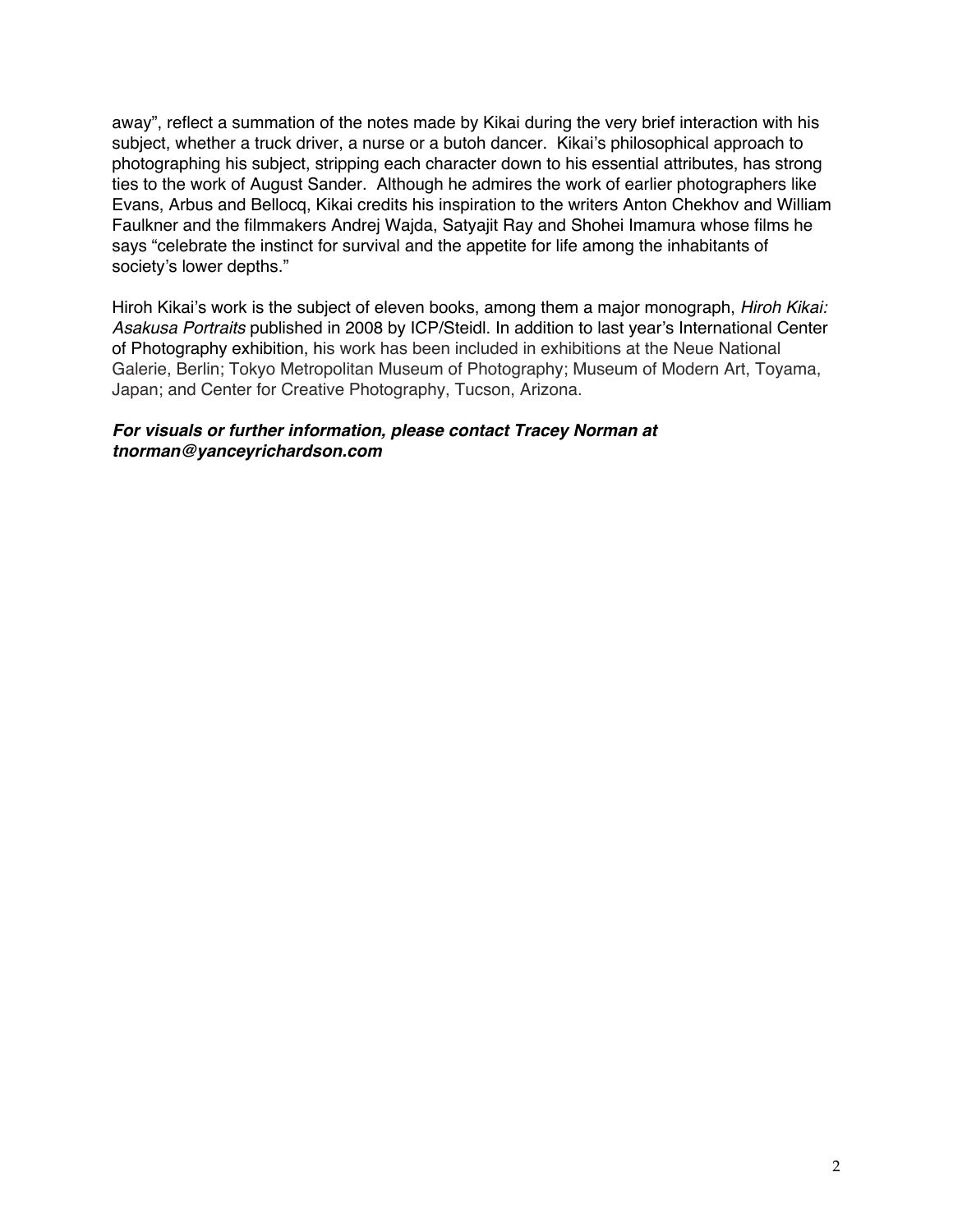away", reflect a summation of the notes made by Kikai during the very brief interaction with his subject, whether a truck driver, a nurse or a butoh dancer. Kikai's philosophical approach to photographing his subject, stripping each character down to his essential attributes, has strong ties to the work of August Sander. Although he admires the work of earlier photographers like Evans, Arbus and Bellocq, Kikai credits his inspiration to the writers Anton Chekhov and William Faulkner and the filmmakers Andrej Wajda, Satyajit Ray and Shohei Imamura whose films he says "celebrate the instinct for survival and the appetite for life among the inhabitants of society's lower depths."

Hiroh Kikai's work is the subject of eleven books, among them a major monograph, *Hiroh Kikai: Asakusa Portraits* published in 2008 by ICP/Steidl. In addition to last year's International Center of Photography exhibition, his work has been included in exhibitions at the Neue National Galerie, Berlin; Tokyo Metropolitan Museum of Photography; Museum of Modern Art, Toyama, Japan; and Center for Creative Photography, Tucson, Arizona.

***For visuals or further information, please contact Tracey Norman at tnorman@yanceyrichardson.com***